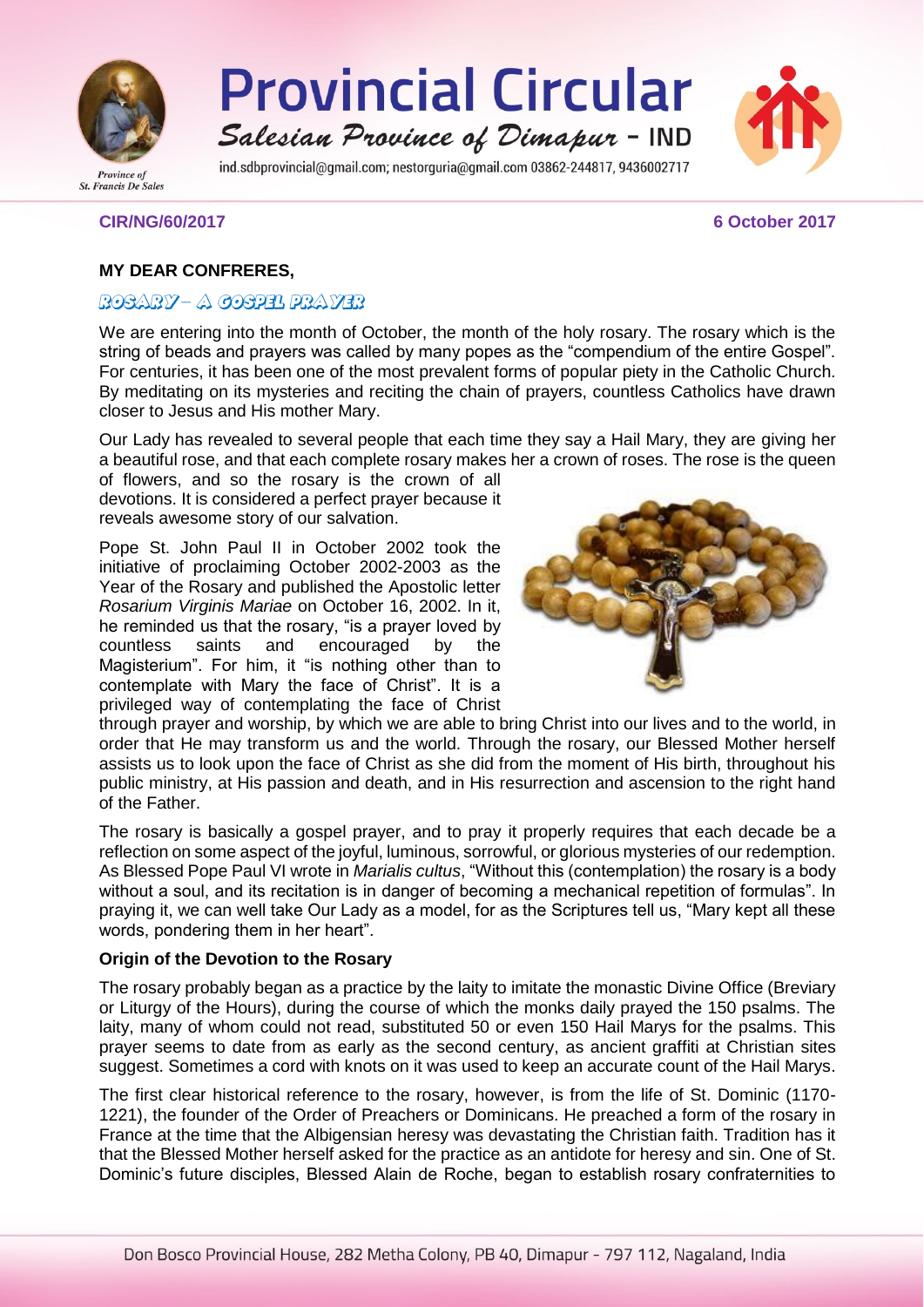# Provincial Circular

*Salesian Province of Dimapur - IND*

ind.sdbprovincial@gmail.com; nestorguria@gmail.com 03862-244817, 9436002717

Province of St. Francis De Sales

**CIR/NG/60/2017** **6 October 2017**

**MY DEAR CONFRERES,**

## ROSARY – A GOSPEL PRAYER

We are entering into the month of October, the month of the holy rosary. The rosary which is the string of beads and prayers was called by many popes as the "compendium of the entire Gospel". For centuries, it has been one of the most prevalent forms of popular piety in the Catholic Church. By meditating on its mysteries and reciting the chain of prayers, countless Catholics have drawn closer to Jesus and His mother Mary.

Our Lady has revealed to several people that each time they say a Hail Mary, they are giving her a beautiful rose, and that each complete rosary makes her a crown of roses. The rose is the queen of flowers, and so the rosary is the crown of all devotions. It is considered a perfect prayer because it reveals awesome story of our salvation.

Pope St. John Paul II in October 2002 took the initiative of proclaiming October 2002-2003 as the Year of the Rosary and published the Apostolic letter *Rosarium Virginis Mariae* on October 16, 2002. In it, he reminded us that the rosary, "is a prayer loved by countless saints and encouraged by the Magisterium". For him, it "is nothing other than to contemplate with Mary the face of Christ". It is a privileged way of contemplating the face of Christ through prayer and worship, by which we are able to bring Christ into our lives and to the world, in order that He may transform us and the world. Through the rosary, our Blessed Mother herself assists us to look upon the face of Christ as she did from the moment of His birth, throughout his public ministry, at His passion and death, and in His resurrection and ascension to the right hand of the Father.

The rosary is basically a gospel prayer, and to pray it properly requires that each decade be a reflection on some aspect of the joyful, luminous, sorrowful, or glorious mysteries of our redemption. As Blessed Pope Paul VI wrote in *Marialis cultus*, "Without this (contemplation) the rosary is a body without a soul, and its recitation is in danger of becoming a mechanical repetition of formulas". In praying it, we can well take Our Lady as a model, for as the Scriptures tell us, "Mary kept all these words, pondering them in her heart".

### Origin of the Devotion to the Rosary

The rosary probably began as a practice by the laity to imitate the monastic Divine Office (Breviary or Liturgy of the Hours), during the course of which the monks daily prayed the 150 psalms. The laity, many of whom could not read, substituted 50 or even 150 Hail Marys for the psalms. This prayer seems to date from as early as the second century, as ancient graffiti at Christian sites suggest. Sometimes a cord with knots on it was used to keep an accurate count of the Hail Marys.

The first clear historical reference to the rosary, however, is from the life of St. Dominic (1170-1221), the founder of the Order of Preachers or Dominicans. He preached a form of the rosary in France at the time that the Albigensian heresy was devastating the Christian faith. Tradition has it that the Blessed Mother herself asked for the practice as an antidote for heresy and sin. One of St. Dominic's future disciples, Blessed Alain de Roche, began to establish rosary confraternities to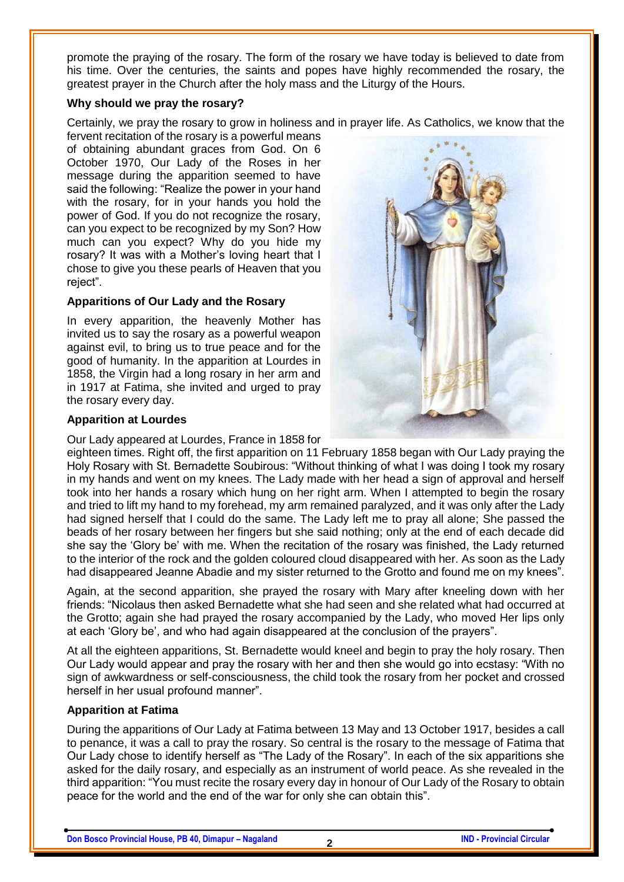promote the praying of the rosary. The form of the rosary we have today is believed to date from his time. Over the centuries, the saints and popes have highly recommended the rosary, the greatest prayer in the Church after the holy mass and the Liturgy of the Hours.

**Why should we pray the rosary?**

Certainly, we pray the rosary to grow in holiness and in prayer life. As Catholics, we know that the fervent recitation of the rosary is a powerful means of obtaining abundant graces from God. On 6 October 1970, Our Lady of the Roses in her message during the apparition seemed to have said the following: "Realize the power in your hand with the rosary, for in your hands you hold the power of God. If you do not recognize the rosary, can you expect to be recognized by my Son? How much can you expect? Why do you hide my rosary? It was with a Mother's loving heart that I chose to give you these pearls of Heaven that you reject".

**Apparitions of Our Lady and the Rosary**

In every apparition, the heavenly Mother has invited us to say the rosary as a powerful weapon against evil, to bring us to true peace and for the good of humanity. In the apparition at Lourdes in 1858, the Virgin had a long rosary in her arm and in 1917 at Fatima, she invited and urged to pray the rosary every day.

**Apparition at Lourdes**

Our Lady appeared at Lourdes, France in 1858 for eighteen times. Right off, the first apparition on 11 February 1858 began with Our Lady praying the Holy Rosary with St. Bernadette Soubirous: "Without thinking of what I was doing I took my rosary in my hands and went on my knees. The Lady made with her head a sign of approval and herself took into her hands a rosary which hung on her right arm. When I attempted to begin the rosary and tried to lift my hand to my forehead, my arm remained paralyzed, and it was only after the Lady had signed herself that I could do the same. The Lady left me to pray all alone; She passed the beads of her rosary between her fingers but she said nothing; only at the end of each decade did she say the 'Glory be' with me. When the recitation of the rosary was finished, the Lady returned to the interior of the rock and the golden coloured cloud disappeared with her. As soon as the Lady had disappeared Jeanne Abadie and my sister returned to the Grotto and found me on my knees".

Again, at the second apparition, she prayed the rosary with Mary after kneeling down with her friends: "Nicolaus then asked Bernadette what she had seen and she related what had occurred at the Grotto; again she had prayed the rosary accompanied by the Lady, who moved Her lips only at each 'Glory be', and who had again disappeared at the conclusion of the prayers".

At all the eighteen apparitions, St. Bernadette would kneel and begin to pray the holy rosary. Then Our Lady would appear and pray the rosary with her and then she would go into ecstasy: "With no sign of awkwardness or self-consciousness, the child took the rosary from her pocket and crossed herself in her usual profound manner".

**Apparition at Fatima**

During the apparitions of Our Lady at Fatima between 13 May and 13 October 1917, besides a call to penance, it was a call to pray the rosary. So central is the rosary to the message of Fatima that Our Lady chose to identify herself as "The Lady of the Rosary". In each of the six apparitions she asked for the daily rosary, and especially as an instrument of world peace. As she revealed in the third apparition: "You must recite the rosary every day in honour of Our Lady of the Rosary to obtain peace for the world and the end of the war for only she can obtain this".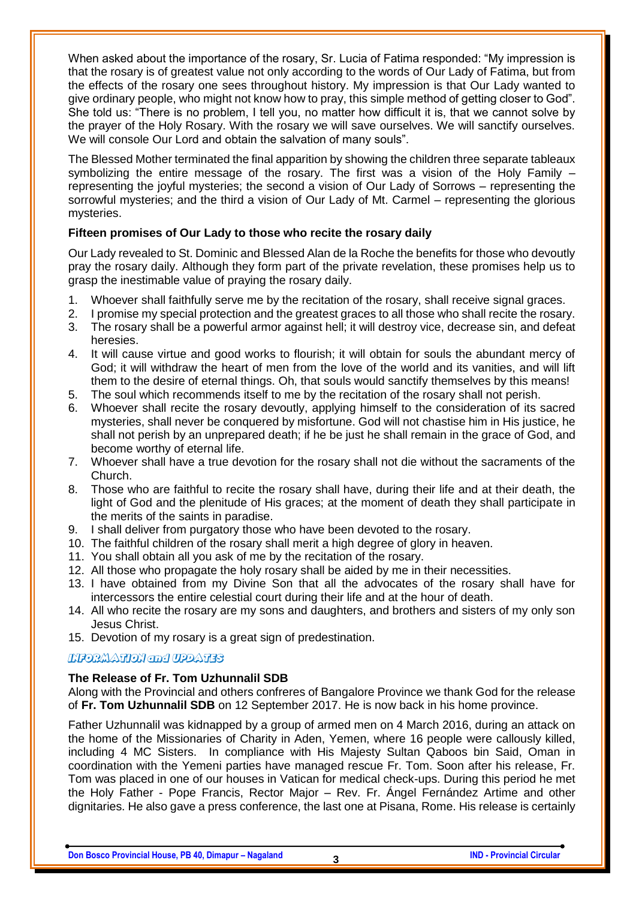When asked about the importance of the rosary, Sr. Lucia of Fatima responded: "My impression is that the rosary is of greatest value not only according to the words of Our Lady of Fatima, but from the effects of the rosary one sees throughout history. My impression is that Our Lady wanted to give ordinary people, who might not know how to pray, this simple method of getting closer to God". She told us: "There is no problem, I tell you, no matter how difficult it is, that we cannot solve by the prayer of the Holy Rosary. With the rosary we will save ourselves. We will sanctify ourselves. We will console Our Lord and obtain the salvation of many souls".

The Blessed Mother terminated the final apparition by showing the children three separate tableaux symbolizing the entire message of the rosary. The first was a vision of the Holy Family – representing the joyful mysteries; the second a vision of Our Lady of Sorrows – representing the sorrowful mysteries; and the third a vision of Our Lady of Mt. Carmel – representing the glorious mysteries.

### Fifteen promises of Our Lady to those who recite the rosary daily

Our Lady revealed to St. Dominic and Blessed Alan de la Roche the benefits for those who devoutly pray the rosary daily. Although they form part of the private revelation, these promises help us to grasp the inestimable value of praying the rosary daily.

1. Whoever shall faithfully serve me by the recitation of the rosary, shall receive signal graces.
2. I promise my special protection and the greatest graces to all those who shall recite the rosary.
3. The rosary shall be a powerful armor against hell; it will destroy vice, decrease sin, and defeat heresies.
4. It will cause virtue and good works to flourish; it will obtain for souls the abundant mercy of God; it will withdraw the heart of men from the love of the world and its vanities, and will lift them to the desire of eternal things. Oh, that souls would sanctify themselves by this means!
5. The soul which recommends itself to me by the recitation of the rosary shall not perish.
6. Whoever shall recite the rosary devoutly, applying himself to the consideration of its sacred mysteries, shall never be conquered by misfortune. God will not chastise him in His justice, he shall not perish by an unprepared death; if he be just he shall remain in the grace of God, and become worthy of eternal life.
7. Whoever shall have a true devotion for the rosary shall not die without the sacraments of the Church.
8. Those who are faithful to recite the rosary shall have, during their life and at their death, the light of God and the plenitude of His graces; at the moment of death they shall participate in the merits of the saints in paradise.
9. I shall deliver from purgatory those who have been devoted to the rosary.
10. The faithful children of the rosary shall merit a high degree of glory in heaven.
11. You shall obtain all you ask of me by the recitation of the rosary.
12. All those who propagate the holy rosary shall be aided by me in their necessities.
13. I have obtained from my Divine Son that all the advocates of the rosary shall have for intercessors the entire celestial court during their life and at the hour of death.
14. All who recite the rosary are my sons and daughters, and brothers and sisters of my only son Jesus Christ.
15. Devotion of my rosary is a great sign of predestination.

## INFORMATION and UPDATES

### The Release of Fr. Tom Uzhunnalil SDB

Along with the Provincial and others confreres of Bangalore Province we thank God for the release of **Fr. Tom Uzhunnalil SDB** on 12 September 2017. He is now back in his home province.

Father Uzhunnalil was kidnapped by a group of armed men on 4 March 2016, during an attack on the home of the Missionaries of Charity in Aden, Yemen, where 16 people were callously killed, including 4 MC Sisters. In compliance with His Majesty Sultan Qaboos bin Said, Oman in coordination with the Yemeni parties have managed rescue Fr. Tom. Soon after his release, Fr. Tom was placed in one of our houses in Vatican for medical check-ups. During this period he met the Holy Father - Pope Francis, Rector Major – Rev. Fr. Ángel Fernández Artime and other dignitaries. He also gave a press conference, the last one at Pisana, Rome. His release is certainly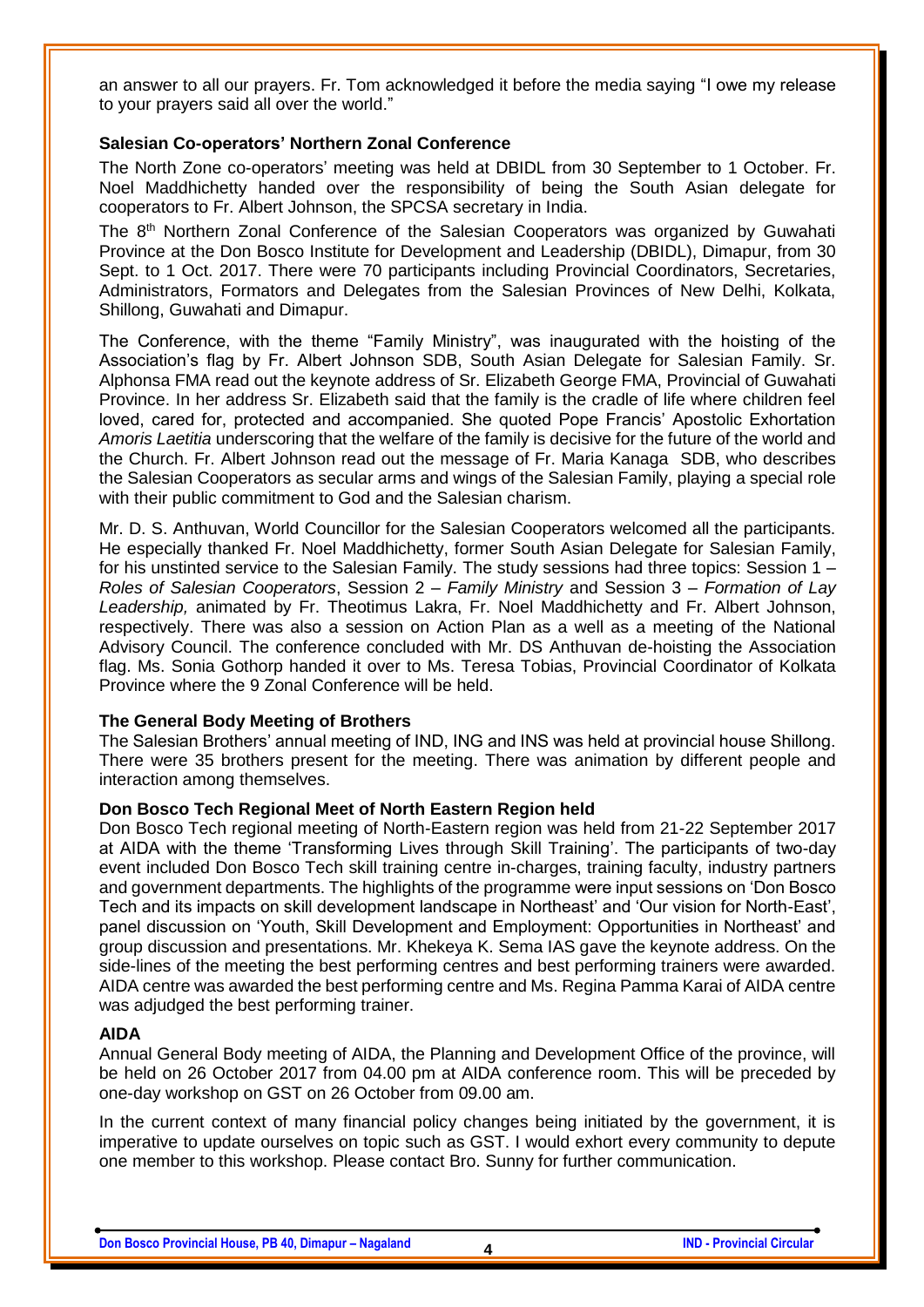an answer to all our prayers. Fr. Tom acknowledged it before the media saying "I owe my release to your prayers said all over the world."

**Salesian Co-operators' Northern Zonal Conference**

The North Zone co-operators' meeting was held at DBIDL from 30 September to 1 October. Fr. Noel Maddhichetty handed over the responsibility of being the South Asian delegate for cooperators to Fr. Albert Johnson, the SPCSA secretary in India.

The 8th Northern Zonal Conference of the Salesian Cooperators was organized by Guwahati Province at the Don Bosco Institute for Development and Leadership (DBIDL), Dimapur, from 30 Sept. to 1 Oct. 2017. There were 70 participants including Provincial Coordinators, Secretaries, Administrators, Formators and Delegates from the Salesian Provinces of New Delhi, Kolkata, Shillong, Guwahati and Dimapur.

The Conference, with the theme "Family Ministry", was inaugurated with the hoisting of the Association's flag by Fr. Albert Johnson SDB, South Asian Delegate for Salesian Family. Sr. Alphonsa FMA read out the keynote address of Sr. Elizabeth George FMA, Provincial of Guwahati Province. In her address Sr. Elizabeth said that the family is the cradle of life where children feel loved, cared for, protected and accompanied. She quoted Pope Francis' Apostolic Exhortation *Amoris Laetitia* underscoring that the welfare of the family is decisive for the future of the world and the Church. Fr. Albert Johnson read out the message of Fr. Maria Kanaga SDB, who describes the Salesian Cooperators as secular arms and wings of the Salesian Family, playing a special role with their public commitment to God and the Salesian charism.

Mr. D. S. Anthuvan, World Councillor for the Salesian Cooperators welcomed all the participants. He especially thanked Fr. Noel Maddhichetty, former South Asian Delegate for Salesian Family, for his unstinted service to the Salesian Family. The study sessions had three topics: Session 1 – *Roles of Salesian Cooperators*, Session 2 – *Family Ministry* and Session 3 – *Formation of Lay Leadership,* animated by Fr. Theotimus Lakra, Fr. Noel Maddhichetty and Fr. Albert Johnson, respectively. There was also a session on Action Plan as a well as a meeting of the National Advisory Council. The conference concluded with Mr. DS Anthuvan de-hoisting the Association flag. Ms. Sonia Gothorp handed it over to Ms. Teresa Tobias, Provincial Coordinator of Kolkata Province where the 9 Zonal Conference will be held.

**The General Body Meeting of Brothers**

The Salesian Brothers' annual meeting of IND, ING and INS was held at provincial house Shillong. There were 35 brothers present for the meeting. There was animation by different people and interaction among themselves.

**Don Bosco Tech Regional Meet of North Eastern Region held**

Don Bosco Tech regional meeting of North-Eastern region was held from 21-22 September 2017 at AIDA with the theme 'Transforming Lives through Skill Training'. The participants of two-day event included Don Bosco Tech skill training centre in-charges, training faculty, industry partners and government departments. The highlights of the programme were input sessions on 'Don Bosco Tech and its impacts on skill development landscape in Northeast' and 'Our vision for North-East', panel discussion on 'Youth, Skill Development and Employment: Opportunities in Northeast' and group discussion and presentations. Mr. Khekeya K. Sema IAS gave the keynote address. On the side-lines of the meeting the best performing centres and best performing trainers were awarded. AIDA centre was awarded the best performing centre and Ms. Regina Pamma Karai of AIDA centre was adjudged the best performing trainer.

**AIDA**

Annual General Body meeting of AIDA, the Planning and Development Office of the province, will be held on 26 October 2017 from 04.00 pm at AIDA conference room. This will be preceded by one-day workshop on GST on 26 October from 09.00 am.

In the current context of many financial policy changes being initiated by the government, it is imperative to update ourselves on topic such as GST. I would exhort every community to depute one member to this workshop. Please contact Bro. Sunny for further communication.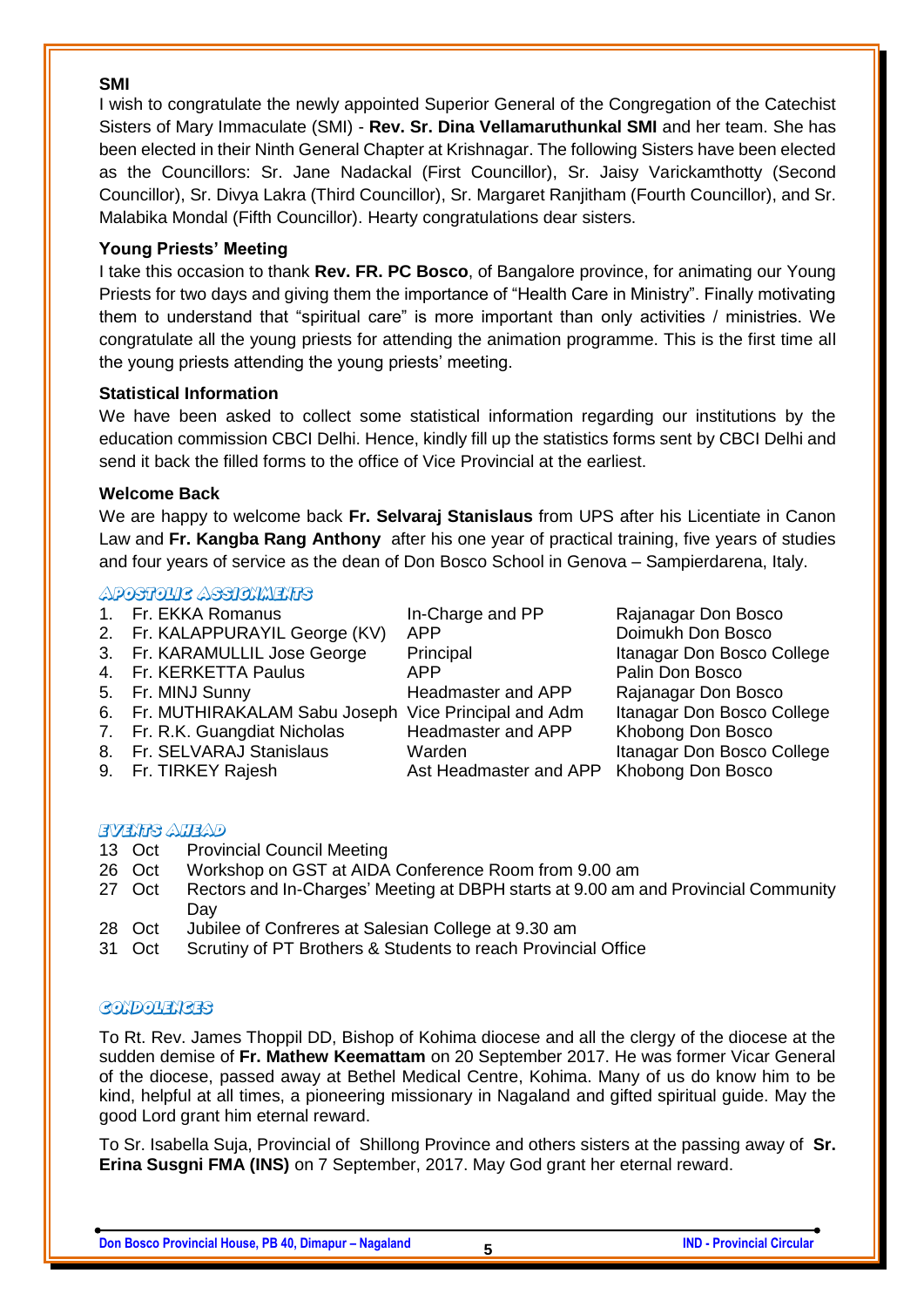### SMI

I wish to congratulate the newly appointed Superior General of the Congregation of the Catechist Sisters of Mary Immaculate (SMI) - **Rev. Sr. Dina Vellamaruthunkal SMI** and her team. She has been elected in their Ninth General Chapter at Krishnagar. The following Sisters have been elected as the Councillors: Sr. Jane Nadackal (First Councillor), Sr. Jaisy Varickamthotty (Second Councillor), Sr. Divya Lakra (Third Councillor), Sr. Margaret Ranjitham (Fourth Councillor), and Sr. Malabika Mondal (Fifth Councillor). Hearty congratulations dear sisters.

### Young Priests' Meeting

I take this occasion to thank **Rev. FR. PC Bosco**, of Bangalore province, for animating our Young Priests for two days and giving them the importance of "Health Care in Ministry". Finally motivating them to understand that "spiritual care" is more important than only activities / ministries. We congratulate all the young priests for attending the animation programme. This is the first time all the young priests attending the young priests' meeting.

### Statistical Information

We have been asked to collect some statistical information regarding our institutions by the education commission CBCI Delhi. Hence, kindly fill up the statistics forms sent by CBCI Delhi and send it back the filled forms to the office of Vice Provincial at the earliest.

### Welcome Back

We are happy to welcome back **Fr. Selvaraj Stanislaus** from UPS after his Licentiate in Canon Law and **Fr. Kangba Rang Anthony** after his one year of practical training, five years of studies and four years of service as the dean of Don Bosco School in Genova – Sampierdarena, Italy.

## Apostolic Assignments

| | Name | Assignment | Place |
|---|---|---|---|
| 1. | Fr. EKKA Romanus | In-Charge and PP | Rajanagar Don Bosco |
| 2. | Fr. KALAPPURAYIL George (KV) | APP | Doimukh Don Bosco |
| 3. | Fr. KARAMULLIL Jose George | Principal | Itanagar Don Bosco College |
| 4. | Fr. KERKETTA Paulus | APP | Palin Don Bosco |
| 5. | Fr. MINJ Sunny | Headmaster and APP | Rajanagar Don Bosco |
| 6. | Fr. MUTHIRAKALAM Sabu Joseph | Vice Principal and Adm | Itanagar Don Bosco College |
| 7. | Fr. R.K. Guangdiat Nicholas | Headmaster and APP | Khobong Don Bosco |
| 8. | Fr. SELVARAJ Stanislaus | Warden | Itanagar Don Bosco College |
| 9. | Fr. TIRKEY Rajesh | Ast Headmaster and APP | Khobong Don Bosco |

## Events Ahead

- 13 Oct — Provincial Council Meeting
- 26 Oct — Workshop on GST at AIDA Conference Room from 9.00 am
- 27 Oct — Rectors and In-Charges' Meeting at DBPH starts at 9.00 am and Provincial Community Day
- 28 Oct — Jubilee of Confreres at Salesian College at 9.30 am
- 31 Oct — Scrutiny of PT Brothers & Students to reach Provincial Office

## Condolences

To Rt. Rev. James Thoppil DD, Bishop of Kohima diocese and all the clergy of the diocese at the sudden demise of **Fr. Mathew Keemattam** on 20 September 2017. He was former Vicar General of the diocese, passed away at Bethel Medical Centre, Kohima. Many of us do know him to be kind, helpful at all times, a pioneering missionary in Nagaland and gifted spiritual guide. May the good Lord grant him eternal reward.

To Sr. Isabella Suja, Provincial of Shillong Province and others sisters at the passing away of **Sr. Erina Susgni FMA (INS)** on 7 September, 2017. May God grant her eternal reward.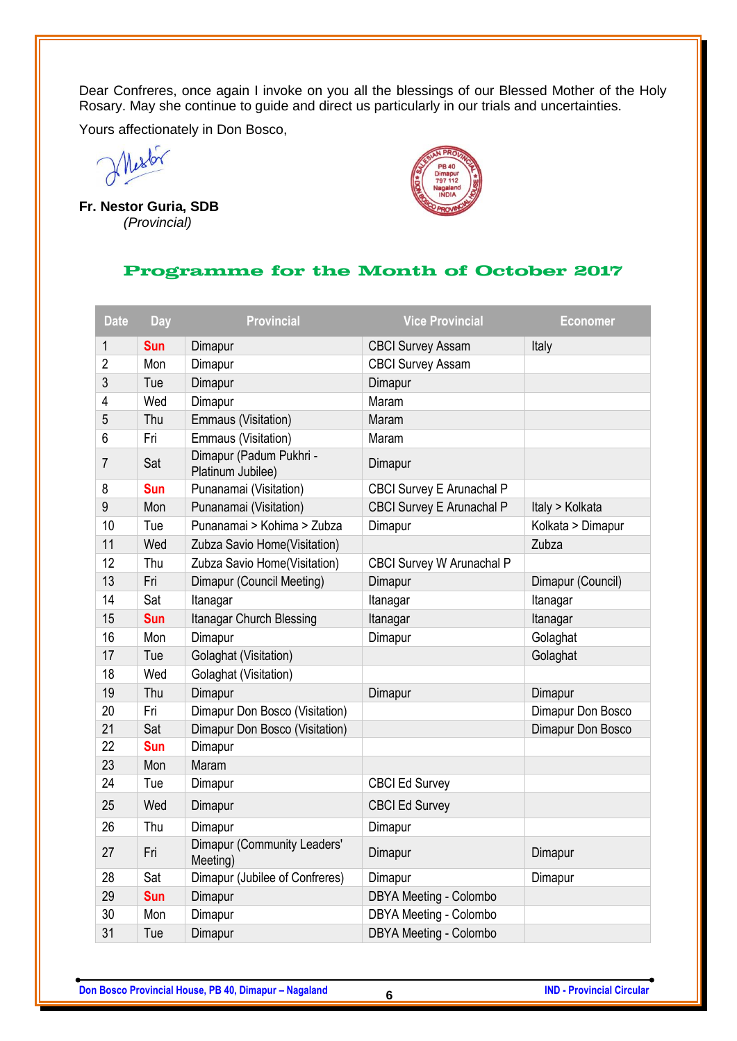Dear Confreres, once again I invoke on you all the blessings of our Blessed Mother of the Holy Rosary. May she continue to guide and direct us particularly in our trials and uncertainties.

Yours affectionately in Don Bosco,

**Fr. Nestor Guria, SDB**
*(Provincial)*

## Programme for the Month of October 2017

| Date | Day | Provincial | Vice Provincial | Economer |
|---|---|---|---|---|
| 1 | **Sun** | Dimapur | CBCI Survey Assam | Italy |
| 2 | Mon | Dimapur | CBCI Survey Assam | |
| 3 | Tue | Dimapur | Dimapur | |
| 4 | Wed | Dimapur | Maram | |
| 5 | Thu | Emmaus (Visitation) | Maram | |
| 6 | Fri | Emmaus (Visitation) | Maram | |
| 7 | Sat | Dimapur (Padum Pukhri - Platinum Jubilee) | Dimapur | |
| 8 | **Sun** | Punanamai (Visitation) | CBCI Survey E Arunachal P | |
| 9 | Mon | Punanamai (Visitation) | CBCI Survey E Arunachal P | Italy > Kolkata |
| 10 | Tue | Punanamai > Kohima > Zubza | Dimapur | Kolkata > Dimapur |
| 11 | Wed | Zubza Savio Home(Visitation) | | Zubza |
| 12 | Thu | Zubza Savio Home(Visitation) | CBCI Survey W Arunachal P | |
| 13 | Fri | Dimapur (Council Meeting) | Dimapur | Dimapur (Council) |
| 14 | Sat | Itanagar | Itanagar | Itanagar |
| 15 | **Sun** | Itanagar Church Blessing | Itanagar | Itanagar |
| 16 | Mon | Dimapur | Dimapur | Golaghat |
| 17 | Tue | Golaghat (Visitation) | | Golaghat |
| 18 | Wed | Golaghat (Visitation) | | |
| 19 | Thu | Dimapur | Dimapur | Dimapur |
| 20 | Fri | Dimapur Don Bosco (Visitation) | | Dimapur Don Bosco |
| 21 | Sat | Dimapur Don Bosco (Visitation) | | Dimapur Don Bosco |
| 22 | **Sun** | Dimapur | | |
| 23 | Mon | Maram | | |
| 24 | Tue | Dimapur | CBCI Ed Survey | |
| 25 | Wed | Dimapur | CBCI Ed Survey | |
| 26 | Thu | Dimapur | Dimapur | |
| 27 | Fri | Dimapur (Community Leaders' Meeting) | Dimapur | Dimapur |
| 28 | Sat | Dimapur (Jubilee of Confreres) | Dimapur | Dimapur |
| 29 | **Sun** | Dimapur | DBYA Meeting - Colombo | |
| 30 | Mon | Dimapur | DBYA Meeting - Colombo | |
| 31 | Tue | Dimapur | DBYA Meeting - Colombo | |